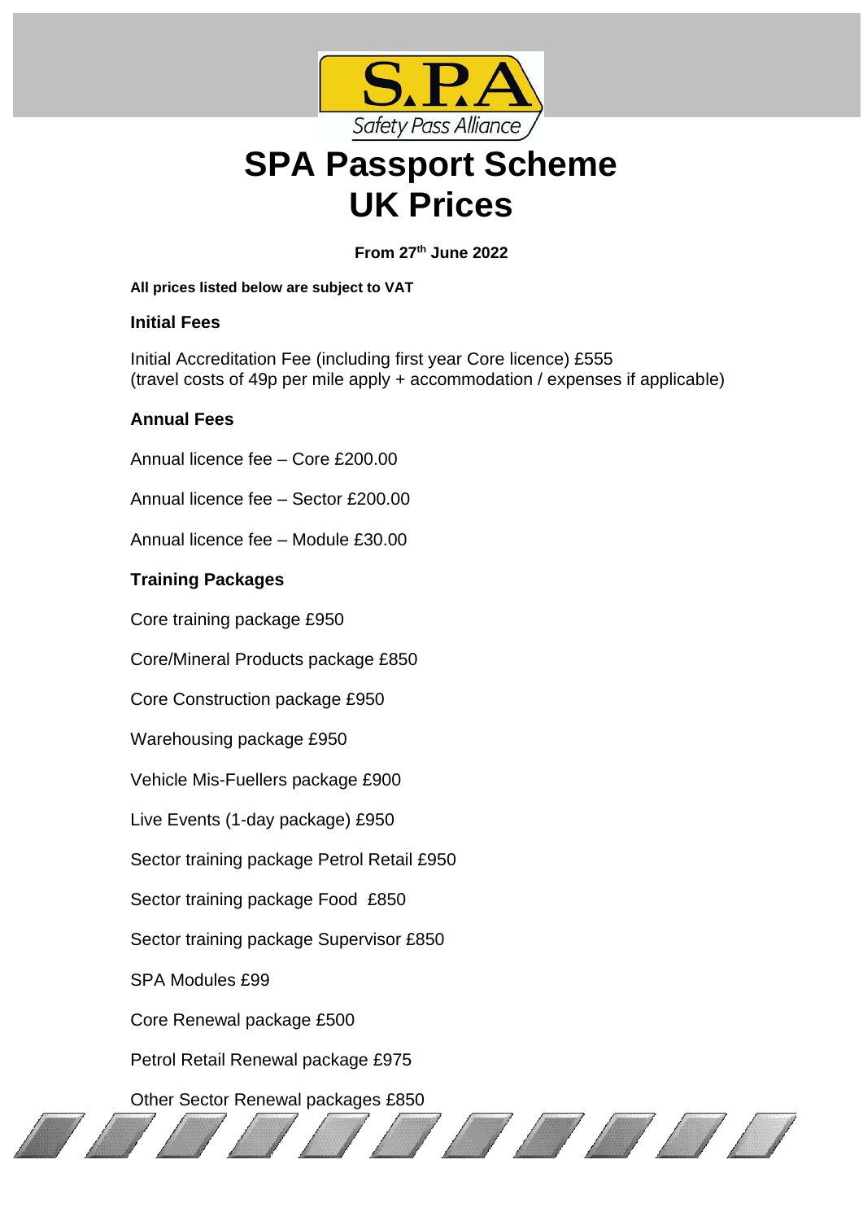S.P.A Safety Pass Alliance

# SPA Passport Scheme UK Prices

**From 27th June 2022**

**All prices listed below are subject to VAT**

### Initial Fees

Initial Accreditation Fee (including first year Core licence) £555
(travel costs of 49p per mile apply + accommodation / expenses if applicable)

### Annual Fees

Annual licence fee – Core £200.00

Annual licence fee – Sector £200.00

Annual licence fee – Module £30.00

### Training Packages

Core training package £950

Core/Mineral Products package £850

Core Construction package £950

Warehousing package £950

Vehicle Mis-Fuellers package £900

Live Events (1-day package) £950

Sector training package Petrol Retail £950

Sector training package Food £850

Sector training package Supervisor £850

SPA Modules £99

Core Renewal package £500

Petrol Retail Renewal package £975

Other Sector Renewal packages £850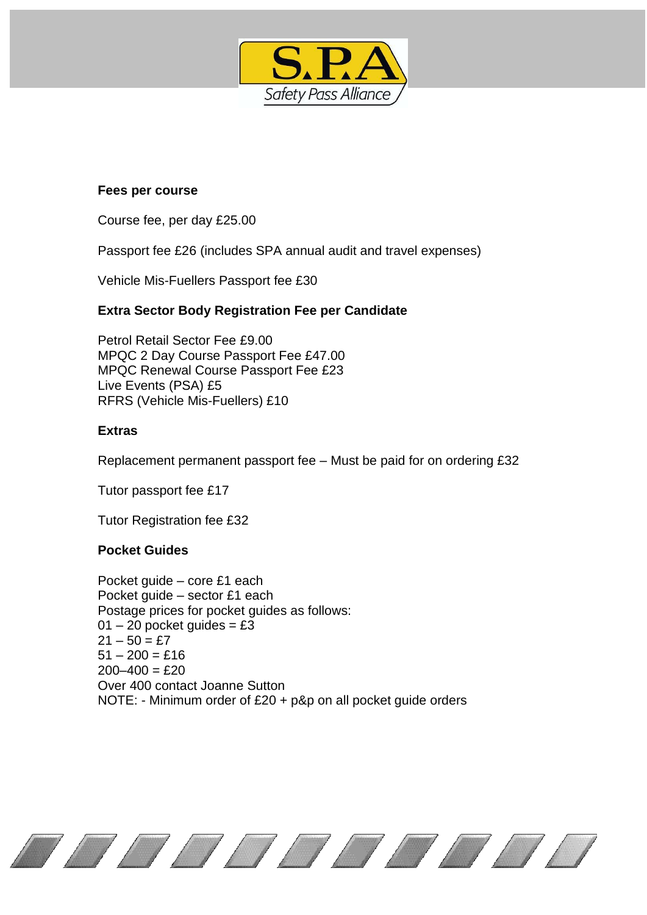**Fees per course**

Course fee, per day £25.00

Passport fee £26 (includes SPA annual audit and travel expenses)

Vehicle Mis-Fuellers Passport fee £30

**Extra Sector Body Registration Fee per Candidate**

Petrol Retail Sector Fee £9.00
MPQC 2 Day Course Passport Fee £47.00
MPQC Renewal Course Passport Fee £23
Live Events (PSA) £5
RFRS (Vehicle Mis-Fuellers) £10

**Extras**

Replacement permanent passport fee – Must be paid for on ordering £32

Tutor passport fee £17

Tutor Registration fee £32

**Pocket Guides**

Pocket guide – core £1 each
Pocket guide – sector £1 each
Postage prices for pocket guides as follows:
01 – 20 pocket guides = £3
21 – 50 = £7
51 – 200 = £16
200–400 = £20
Over 400 contact Joanne Sutton
NOTE: - Minimum order of £20 + p&p on all pocket guide orders